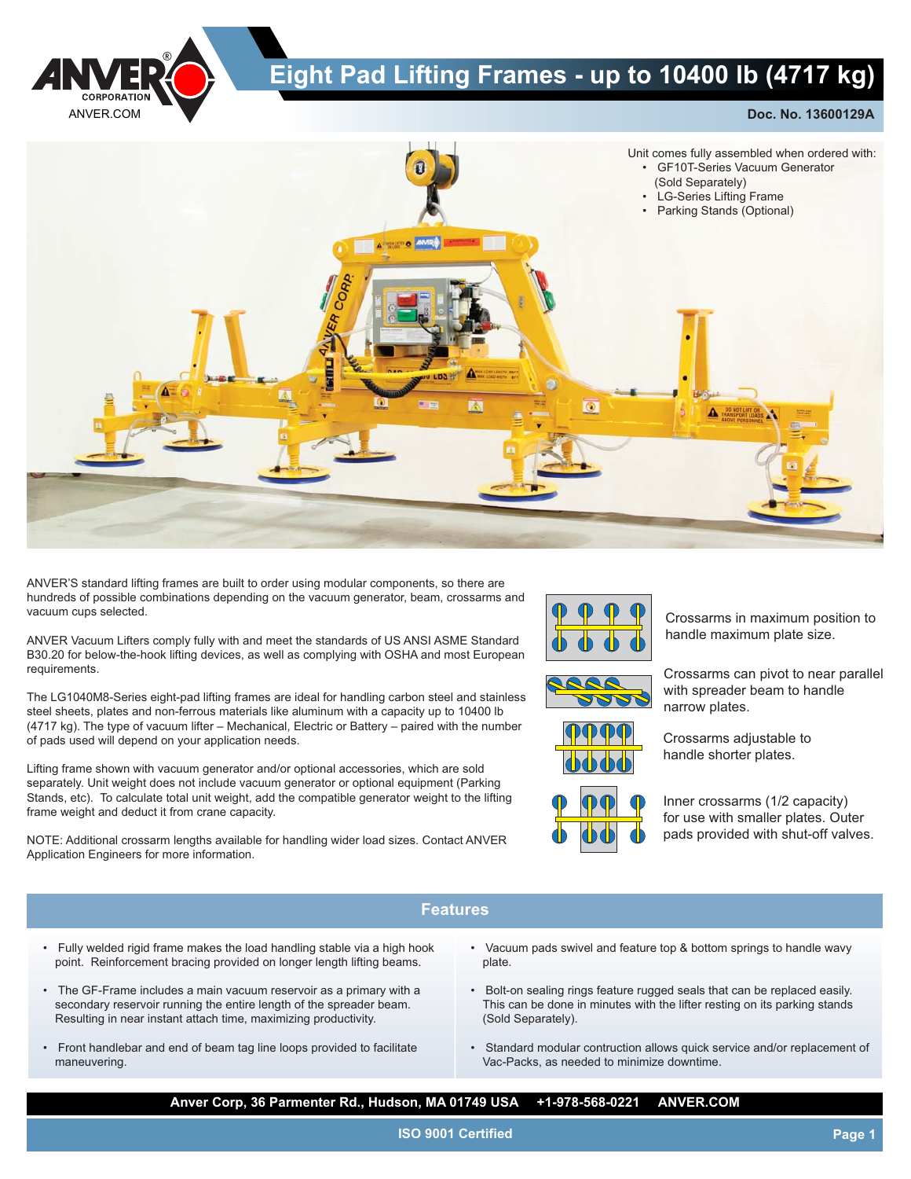# Eight Pad Lifting Frames - up to 10400 lb (4717 kg)

**Doc. No. 13600129A**

Unit comes fully assembled when ordered with:
- GF10T-Series Vacuum Generator (Sold Separately)
- LG-Series Lifting Frame
- Parking Stands (Optional)

ANVER'S standard lifting frames are built to order using modular components, so there are hundreds of possible combinations depending on the vacuum generator, beam, crossarms and vacuum cups selected.

ANVER Vacuum Lifters comply fully with and meet the standards of US ANSI ASME Standard B30.20 for below-the-hook lifting devices, as well as complying with OSHA and most European requirements.

The LG1040M8-Series eight-pad lifting frames are ideal for handling carbon steel and stainless steel sheets, plates and non-ferrous materials like aluminum with a capacity up to 10400 lb (4717 kg). The type of vacuum lifter – Mechanical, Electric or Battery – paired with the number of pads used will depend on your application needs.

Lifting frame shown with vacuum generator and/or optional accessories, which are sold separately. Unit weight does not include vacuum generator or optional equipment (Parking Stands, etc). To calculate total unit weight, add the compatible generator weight to the lifting frame weight and deduct it from crane capacity.

NOTE: Additional crossarm lengths available for handling wider load sizes. Contact ANVER Application Engineers for more information.

Crossarms in maximum position to handle maximum plate size.

Crossarms can pivot to near parallel with spreader beam to handle narrow plates.

Crossarms adjustable to handle shorter plates.

Inner crossarms (1/2 capacity) for use with smaller plates. Outer pads provided with shut-off valves.

## Features

- Fully welded rigid frame makes the load handling stable via a high hook point. Reinforcement bracing provided on longer length lifting beams.
- The GF-Frame includes a main vacuum reservoir as a primary with a secondary reservoir running the entire length of the spreader beam. Resulting in near instant attach time, maximizing productivity.
- Front handlebar and end of beam tag line loops provided to facilitate maneuvering.
- Vacuum pads swivel and feature top & bottom springs to handle wavy plate.
- Bolt-on sealing rings feature rugged seals that can be replaced easily. This can be done in minutes with the lifter resting on its parking stands (Sold Separately).
- Standard modular contruction allows quick service and/or replacement of Vac-Packs, as needed to minimize downtime.

**Anver Corp, 36 Parmenter Rd., Hudson, MA 01749 USA +1-978-568-0221 ANVER.COM**

**ISO 9001 Certified**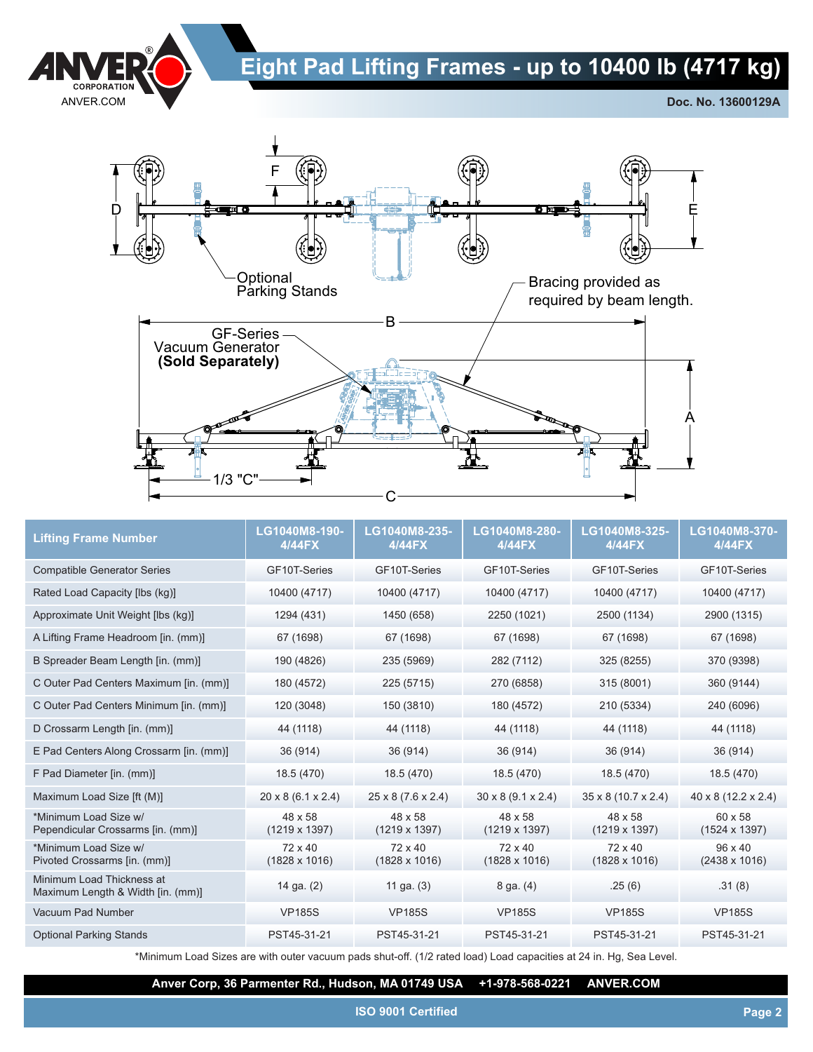# Eight Pad Lifting Frames - up to 10400 lb (4717 kg)

Doc. No. 13600129A

F

D

E

Optional Parking Stands

Bracing provided as required by beam length.

B

GF-Series Vacuum Generator **(Sold Separately)**

A

1/3 "C"

C

| Lifting Frame Number | LG1040M8-190-4/44FX | LG1040M8-235-4/44FX | LG1040M8-280-4/44FX | LG1040M8-325-4/44FX | LG1040M8-370-4/44FX |
|---|---|---|---|---|---|
| Compatible Generator Series | GF10T-Series | GF10T-Series | GF10T-Series | GF10T-Series | GF10T-Series |
| Rated Load Capacity [lbs (kg)] | 10400 (4717) | 10400 (4717) | 10400 (4717) | 10400 (4717) | 10400 (4717) |
| Approximate Unit Weight [lbs (kg)] | 1294 (431) | 1450 (658) | 2250 (1021) | 2500 (1134) | 2900 (1315) |
| A Lifting Frame Headroom [in. (mm)] | 67 (1698) | 67 (1698) | 67 (1698) | 67 (1698) | 67 (1698) |
| B Spreader Beam Length [in. (mm)] | 190 (4826) | 235 (5969) | 282 (7112) | 325 (8255) | 370 (9398) |
| C Outer Pad Centers Maximum [in. (mm)] | 180 (4572) | 225 (5715) | 270 (6858) | 315 (8001) | 360 (9144) |
| C Outer Pad Centers Minimum [in. (mm)] | 120 (3048) | 150 (3810) | 180 (4572) | 210 (5334) | 240 (6096) |
| D Crossarm Length [in. (mm)] | 44 (1118) | 44 (1118) | 44 (1118) | 44 (1118) | 44 (1118) |
| E Pad Centers Along Crossarm [in. (mm)] | 36 (914) | 36 (914) | 36 (914) | 36 (914) | 36 (914) |
| F Pad Diameter [in. (mm)] | 18.5 (470) | 18.5 (470) | 18.5 (470) | 18.5 (470) | 18.5 (470) |
| Maximum Load Size [ft (M)] | 20 x 8 (6.1 x 2.4) | 25 x 8 (7.6 x 2.4) | 30 x 8 (9.1 x 2.4) | 35 x 8 (10.7 x 2.4) | 40 x 8 (12.2 x 2.4) |
| *Minimum Load Size w/ Pependicular Crossarms [in. (mm)] | 48 x 58 (1219 x 1397) | 48 x 58 (1219 x 1397) | 48 x 58 (1219 x 1397) | 48 x 58 (1219 x 1397) | 60 x 58 (1524 x 1397) |
| *Minimum Load Size w/ Pivoted Crossarms [in. (mm)] | 72 x 40 (1828 x 1016) | 72 x 40 (1828 x 1016) | 72 x 40 (1828 x 1016) | 72 x 40 (1828 x 1016) | 96 x 40 (2438 x 1016) |
| Minimum Load Thickness at Maximum Length & Width [in. (mm)] | 14 ga. (2) | 11 ga. (3) | 8 ga. (4) | .25 (6) | .31 (8) |
| Vacuum Pad Number | VP185S | VP185S | VP185S | VP185S | VP185S |
| Optional Parking Stands | PST45-31-21 | PST45-31-21 | PST45-31-21 | PST45-31-21 | PST45-31-21 |

*Minimum Load Sizes are with outer vacuum pads shut-off. (1/2 rated load) Load capacities at 24 in. Hg, Sea Level.

**Anver Corp, 36 Parmenter Rd., Hudson, MA 01749 USA +1-978-568-0221 ANVER.COM**

**ISO 9001 Certified**